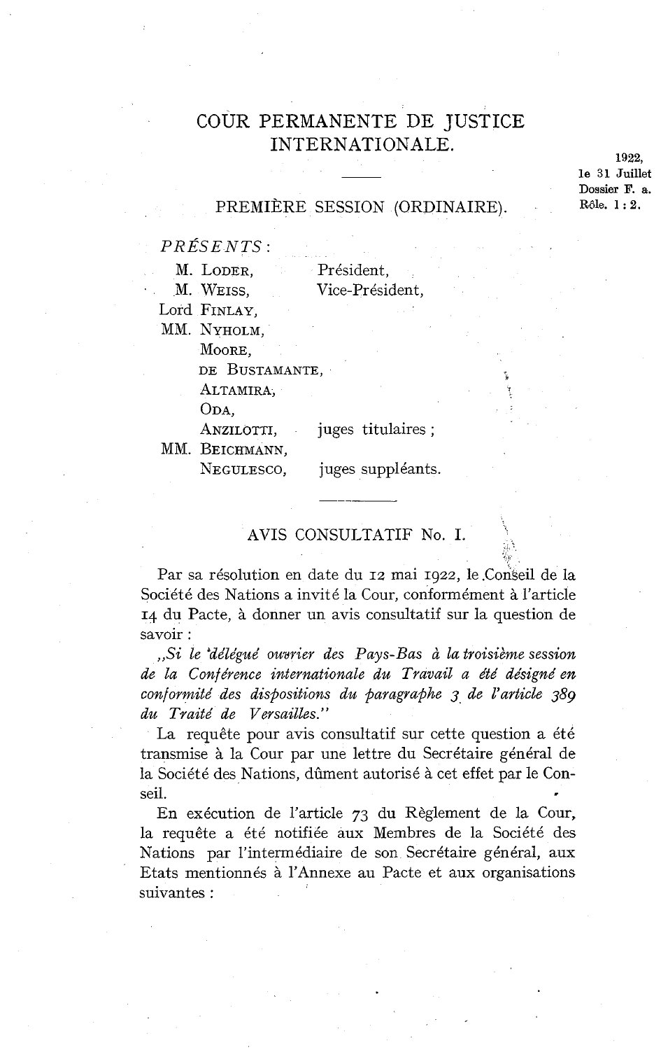# COUR PERMANENTE DE JUSTICE INTERNATIONALE.

1922, le 31 Juillet
Dossier F. a.
Rôle. 1 : 2.

## PREMIÈRE SESSION (ORDINAIRE).

*PRÉSENTS* :

| | |
|---|---|
| M. Loder, | Président, |
| M. Weiss, | Vice-Président, |
| Lord Finlay, | |
| MM. Nyholm, | |
| Moore, | |
| de Bustamante, | |
| Altamira, | |
| Oda, | |
| Anzilotti, | juges titulaires ; |
| MM. Beichmann, | |
| Negulesco, | juges suppléants. |

## AVIS CONSULTATIF No. I.

Par sa résolution en date du 12 mai 1922, le Conseil de la Société des Nations a invité la Cour, conformément à l'article 14 du Pacte, à donner un avis consultatif sur la question de savoir :

„*Si le délégué ouvrier des Pays-Bas à la troisième session de la Conférence internationale du Travail a été désigné en conformité des dispositions du paragraphe 3 de l'article 389 du Traité de Versailles.*"

La requête pour avis consultatif sur cette question a été transmise à la Cour par une lettre du Secrétaire général de la Société des Nations, dûment autorisé à cet effet par le Conseil.

En exécution de l'article 73 du Règlement de la Cour, la requête a été notifiée aux Membres de la Société des Nations par l'intermédiaire de son Secrétaire général, aux Etats mentionnés à l'Annexe au Pacte et aux organisations suivantes :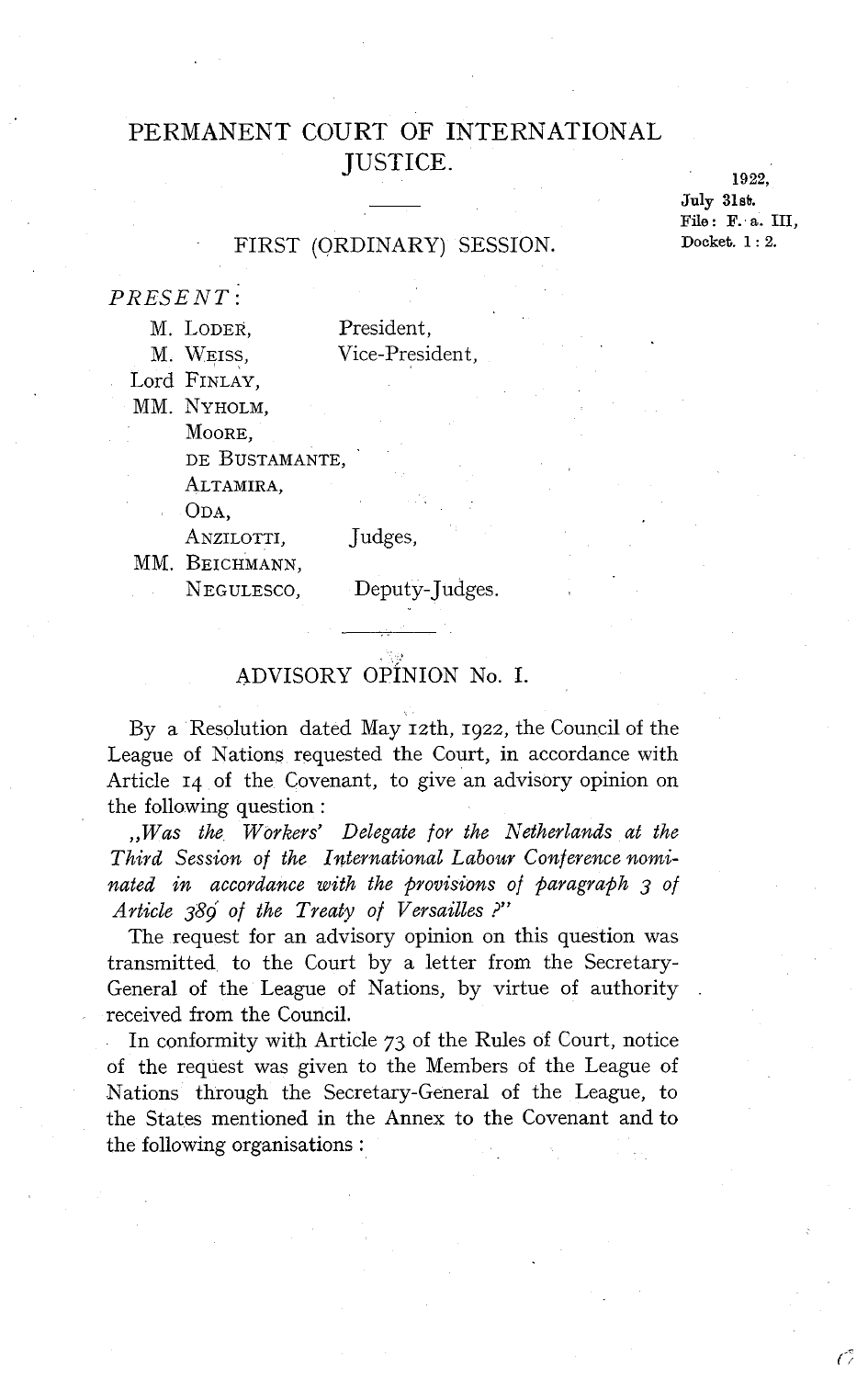# PERMANENT COURT OF INTERNATIONAL JUSTICE.

1922,
July 31st.
File: F. a. III,
Docket. 1 : 2.

## FIRST (ORDINARY) SESSION.

*PRESENT*:

M. LODER, President,
M. WEISS, Vice-President,
Lord FINLAY,
MM. NYHOLM,
MOORE,
DE BUSTAMANTE,
ALTAMIRA,
ODA,
ANZILOTTI, Judges,
MM. BEICHMANN,
NEGULESCO, Deputy-Judges.

## ADVISORY OPINION No. I.

By a Resolution dated May 12th, 1922, the Council of the League of Nations requested the Court, in accordance with Article 14 of the Covenant, to give an advisory opinion on the following question:

„*Was the Workers' Delegate for the Netherlands at the Third Session of the International Labour Conference nominated in accordance with the provisions of paragraph 3 of Article 389 of the Treaty of Versailles?*"

The request for an advisory opinion on this question was transmitted to the Court by a letter from the Secretary-General of the League of Nations, by virtue of authority received from the Council.

In conformity with Article 73 of the Rules of Court, notice of the request was given to the Members of the League of Nations through the Secretary-General of the League, to the States mentioned in the Annex to the Covenant and to the following organisations: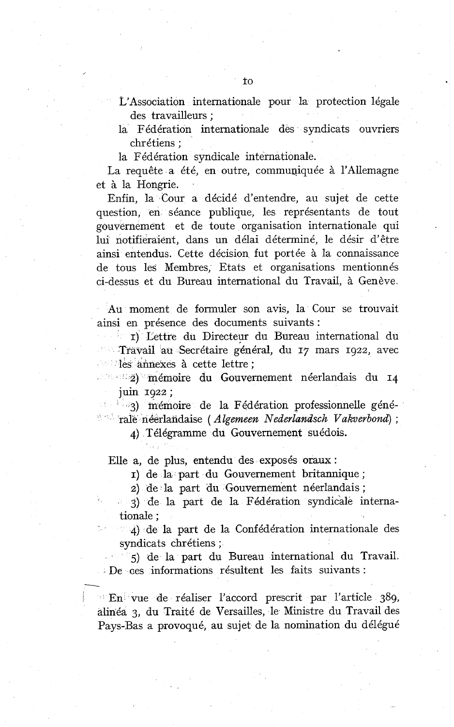L'Association internationale pour la protection légale des travailleurs ;

la Fédération internationale des syndicats ouvriers chrétiens ;

la Fédération syndicale internationale.

La requête a été, en outre, communiquée à l'Allemagne et à la Hongrie.

Enfin, la Cour a décidé d'entendre, au sujet de cette question, en séance publique, les représentants de tout gouvernement et de toute organisation internationale qui lui notifieraient, dans un délai déterminé, le désir d'être ainsi entendus. Cette décision fut portée à la connaissance de tous les Membres, Etats et organisations mentionnés ci-dessus et du Bureau international du Travail, à Genève.

Au moment de formuler son avis, la Cour se trouvait ainsi en présence des documents suivants :

1) Lettre du Directeur du Bureau international du Travail au Secrétaire général, du 17 mars 1922, avec les annexes à cette lettre ;

2) mémoire du Gouvernement néerlandais du 14 juin 1922 ;

3) mémoire de la Fédération professionnelle générale néerlandaise (*Algemeen Nederlandsch Vakverbond*) ;

4) Télégramme du Gouvernement suédois.

Elle a, de plus, entendu des exposés oraux :

1) de la part du Gouvernement britannique ;

2) de la part du Gouvernement néerlandais ;

3) de la part de la Fédération syndicale internationale ;

4) de la part de la Confédération internationale des syndicats chrétiens ;

5) de la part du Bureau international du Travail.

De ces informations résultent les faits suivants :

En vue de réaliser l'accord prescrit par l'article 389, alinéa 3, du Traité de Versailles, le Ministre du Travail des Pays-Bas a provoqué, au sujet de la nomination du délégué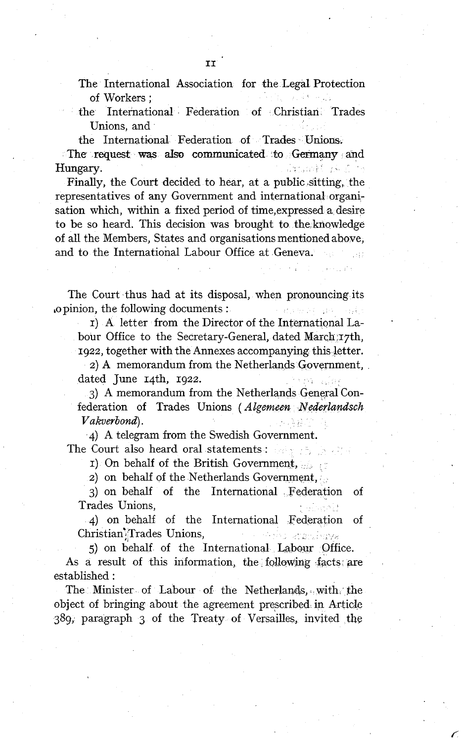The International Association for the Legal Protection of Workers;

the International Federation of Christian Trades Unions, and

the International Federation of Trades Unions.

The request was also communicated to Germany and Hungary.

Finally, the Court decided to hear, at a public sitting, the representatives of any Government and international organisation which, within a fixed period of time, expressed a desire to be so heard. This decision was brought to the knowledge of all the Members, States and organisations mentioned above, and to the International Labour Office at Geneva.

The Court thus had at its disposal, when pronouncing its opinion, the following documents:

1) A letter from the Director of the International Labour Office to the Secretary-General, dated March 17th, 1922, together with the Annexes accompanying this letter.

2) A memorandum from the Netherlands Government, dated June 14th, 1922.

3) A memorandum from the Netherlands General Confederation of Trades Unions (*Algemeen Nederlandsch Vakverbond*).

4) A telegram from the Swedish Government.

The Court also heard oral statements:

1) On behalf of the British Government,

2) on behalf of the Netherlands Government,

3) on behalf of the International Federation of Trades Unions,

4) on behalf of the International Federation of Christian Trades Unions,

5) on behalf of the International Labour Office.

As a result of this information, the following facts are established:

The Minister of Labour of the Netherlands, with the object of bringing about the agreement prescribed in Article 389, paragraph 3 of the Treaty of Versailles, invited the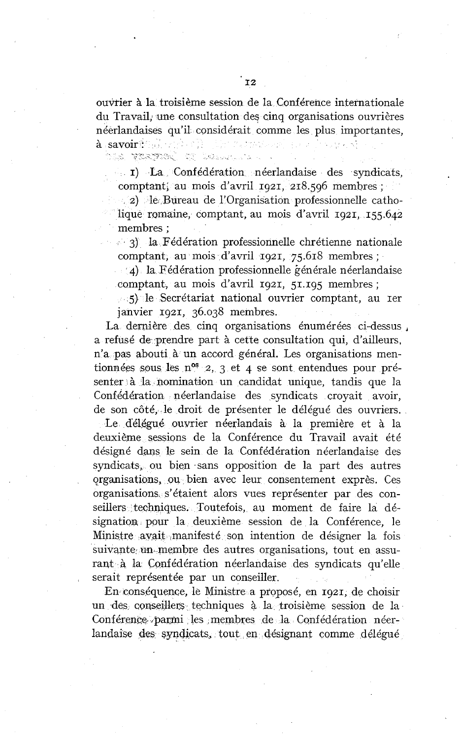ouvrier à la troisième session de la Conférence internationale du Travail, une consultation des cinq organisations ouvrières néerlandaises qu'il considérait comme les plus importantes, à savoir :

1) La Confédération néerlandaise des syndicats, comptant, au mois d'avril 1921, 218.596 membres ;

2) le Bureau de l'Organisation professionnelle catholique romaine, comptant, au mois d'avril 1921, 155.642 membres ;

3) la Fédération professionnelle chrétienne nationale comptant, au mois d'avril 1921, 75.618 membres ;

4) la Fédération professionnelle générale néerlandaise comptant, au mois d'avril 1921, 51.195 membres ;

5) le Secrétariat national ouvrier comptant, au 1er janvier 1921, 36.038 membres.

La dernière des cinq organisations énumérées ci-dessus, a refusé de prendre part à cette consultation qui, d'ailleurs, n'a pas abouti à un accord général. Les organisations mentionnées sous les nos 2, 3 et 4 se sont entendues pour présenter à la nomination un candidat unique, tandis que la Confédération néerlandaise des syndicats croyait avoir, de son côté, le droit de présenter le délégué des ouvriers.

Le délégué ouvrier néerlandais à la première et à la deuxième sessions de la Conférence du Travail avait été désigné dans le sein de la Confédération néerlandaise des syndicats, ou bien sans opposition de la part des autres organisations, ou bien avec leur consentement exprès. Ces organisations s'étaient alors vues représenter par des conseillers techniques. Toutefois, au moment de faire la désignation pour la deuxième session de la Conférence, le Ministre avait manifesté son intention de désigner la fois suivante un membre des autres organisations, tout en assurant à la Confédération néerlandaise des syndicats qu'elle serait représentée par un conseiller.

En conséquence, le Ministre a proposé, en 1921, de choisir un des conseillers techniques à la troisième session de la Conférence parmi les membres de la Confédération néerlandaise des syndicats, tout en désignant comme délégué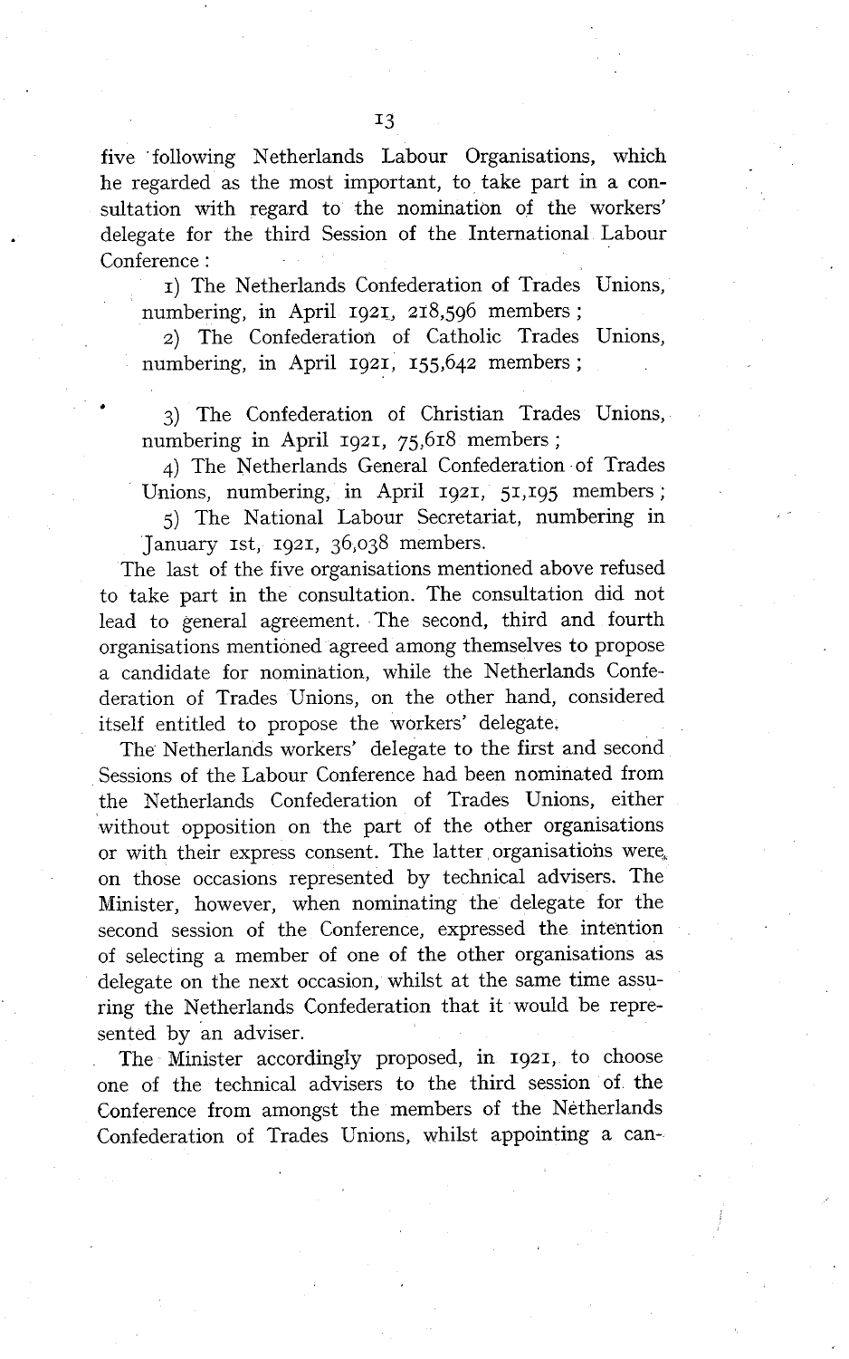five following Netherlands Labour Organisations, which he regarded as the most important, to take part in a consultation with regard to the nomination of the workers' delegate for the third Session of the International Labour Conference :

1) The Netherlands Confederation of Trades Unions, numbering, in April 1921, 218,596 members ;

2) The Confederation of Catholic Trades Unions, numbering, in April 1921, 155,642 members ;

3) The Confederation of Christian Trades Unions, numbering in April 1921, 75,618 members ;

4) The Netherlands General Confederation of Trades Unions, numbering, in April 1921, 51,195 members ;

5) The National Labour Secretariat, numbering in January 1st, 1921, 36,038 members.

The last of the five organisations mentioned above refused to take part in the consultation. The consultation did not lead to general agreement. The second, third and fourth organisations mentioned agreed among themselves to propose a candidate for nomination, while the Netherlands Confederation of Trades Unions, on the other hand, considered itself entitled to propose the workers' delegate.

The Netherlands workers' delegate to the first and second Sessions of the Labour Conference had been nominated from the Netherlands Confederation of Trades Unions, either without opposition on the part of the other organisations or with their express consent. The latter organisations were, on those occasions represented by technical advisers. The Minister, however, when nominating the delegate for the second session of the Conference, expressed the intention of selecting a member of one of the other organisations as delegate on the next occasion, whilst at the same time assuring the Netherlands Confederation that it would be represented by an adviser.

The Minister accordingly proposed, in 1921, to choose one of the technical advisers to the third session of the Conference from amongst the members of the Netherlands Confederation of Trades Unions, whilst appointing a can-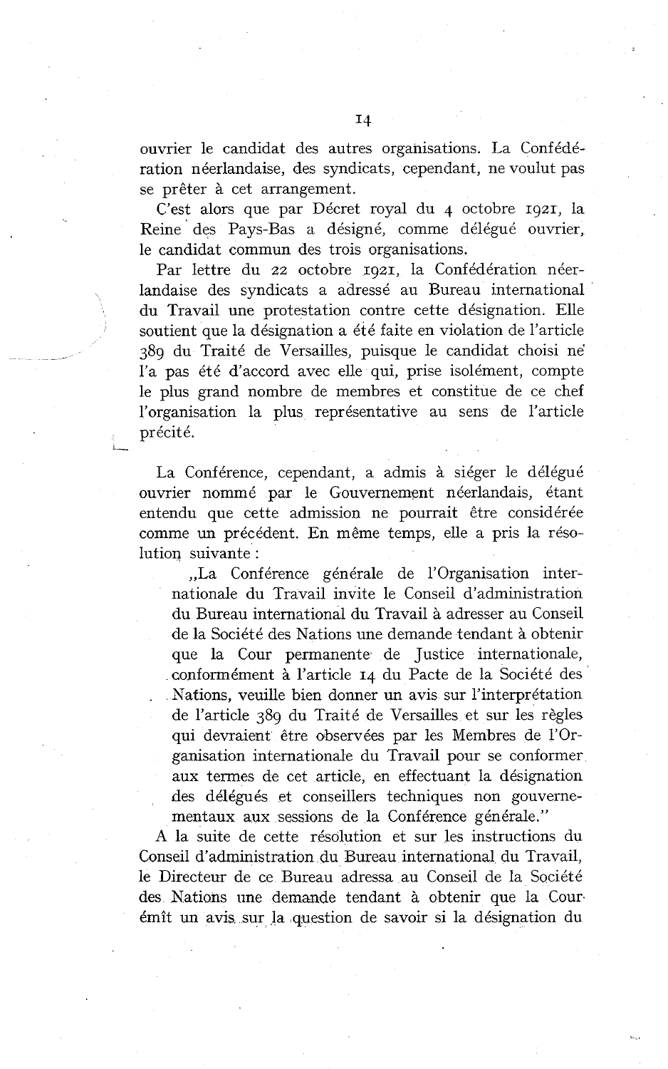ouvrier le candidat des autres organisations. La Confédération néerlandaise, des syndicats, cependant, ne voulut pas se prêter à cet arrangement.

C'est alors que par Décret royal du 4 octobre 1921, la Reine des Pays-Bas a désigné, comme délégué ouvrier, le candidat commun des trois organisations.

Par lettre du 22 octobre 1921, la Confédération néerlandaise des syndicats a adressé au Bureau international du Travail une protestation contre cette désignation. Elle soutient que la désignation a été faite en violation de l'article 389 du Traité de Versailles, puisque le candidat choisi ne l'a pas été d'accord avec elle qui, prise isolément, compte le plus grand nombre de membres et constitue de ce chef l'organisation la plus représentative au sens de l'article précité.

La Conférence, cependant, a admis à siéger le délégué ouvrier nommé par le Gouvernement néerlandais, étant entendu que cette admission ne pourrait être considérée comme un précédent. En même temps, elle a pris la résolution suivante :

> „La Conférence générale de l'Organisation internationale du Travail invite le Conseil d'administration du Bureau international du Travail à adresser au Conseil de la Société des Nations une demande tendant à obtenir que la Cour permanente de Justice internationale, conformément à l'article 14 du Pacte de la Société des Nations, veuille bien donner un avis sur l'interprétation de l'article 389 du Traité de Versailles et sur les règles qui devraient être observées par les Membres de l'Organisation internationale du Travail pour se conformer aux termes de cet article, en effectuant la désignation des délégués et conseillers techniques non gouvernementaux aux sessions de la Conférence générale."

A la suite de cette résolution et sur les instructions du Conseil d'administration du Bureau international du Travail, le Directeur de ce Bureau adressa au Conseil de la Société des Nations une demande tendant à obtenir que la Cour émît un avis sur la question de savoir si la désignation du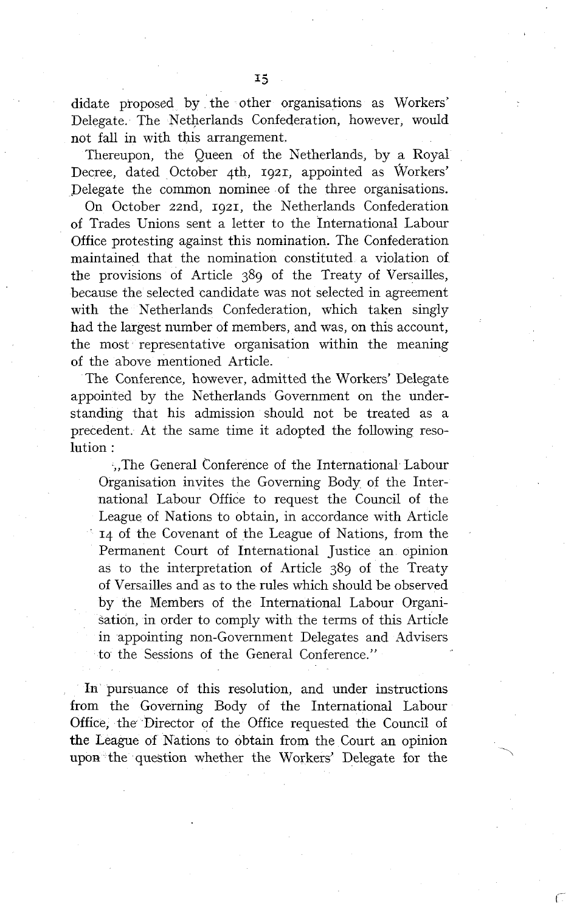didate proposed by the other organisations as Workers' Delegate. The Netherlands Confederation, however, would not fall in with this arrangement.

Thereupon, the Queen of the Netherlands, by a Royal Decree, dated October 4th, 1921, appointed as Workers' Delegate the common nominee of the three organisations.

On October 22nd, 1921, the Netherlands Confederation of Trades Unions sent a letter to the International Labour Office protesting against this nomination. The Confederation maintained that the nomination constituted a violation of the provisions of Article 389 of the Treaty of Versailles, because the selected candidate was not selected in agreement with the Netherlands Confederation, which taken singly had the largest number of members, and was, on this account, the most representative organisation within the meaning of the above mentioned Article.

The Conference, however, admitted the Workers' Delegate appointed by the Netherlands Government on the understanding that his admission should not be treated as a precedent. At the same time it adopted the following resolution :

> „The General Conference of the International Labour Organisation invites the Governing Body of the International Labour Office to request the Council of the League of Nations to obtain, in accordance with Article 14 of the Covenant of the League of Nations, from the Permanent Court of International Justice an opinion as to the interpretation of Article 389 of the Treaty of Versailles and as to the rules which should be observed by the Members of the International Labour Organisation, in order to comply with the terms of this Article in appointing non-Government Delegates and Advisers to the Sessions of the General Conference."

In pursuance of this resolution, and under instructions from the Governing Body of the International Labour Office, the Director of the Office requested the Council of the League of Nations to obtain from the Court an opinion upon the question whether the Workers' Delegate for the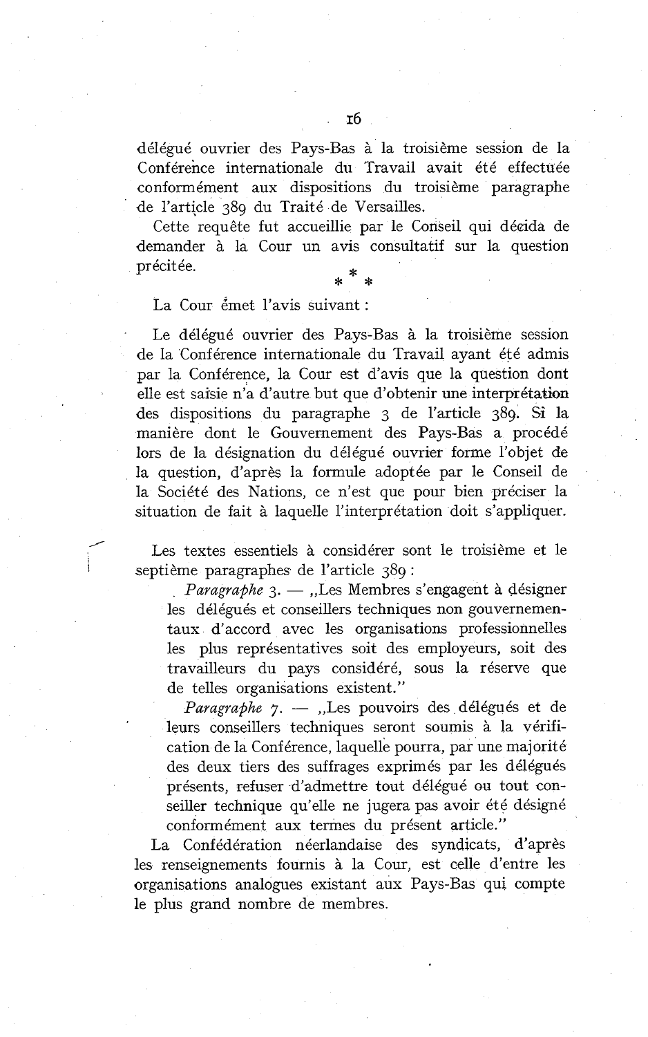délégué ouvrier des Pays-Bas à la troisième session de la Conférence internationale du Travail avait été effectuée conformément aux dispositions du troisième paragraphe de l'article 389 du Traité de Versailles.

Cette requête fut accueillie par le Conseil qui décida de demander à la Cour un avis consultatif sur la question précitée.

\* \* \*

La Cour émet l'avis suivant :

Le délégué ouvrier des Pays-Bas à la troisième session de la Conférence internationale du Travail ayant été admis par la Conférence, la Cour est d'avis que la question dont elle est saisie n'a d'autre but que d'obtenir une interprétation des dispositions du paragraphe 3 de l'article 389. Si la manière dont le Gouvernement des Pays-Bas a procédé lors de la désignation du délégué ouvrier forme l'objet de la question, d'après la formule adoptée par le Conseil de la Société des Nations, ce n'est que pour bien préciser la situation de fait à laquelle l'interprétation doit s'appliquer.

Les textes essentiels à considérer sont le troisième et le septième paragraphes de l'article 389 :

> *Paragraphe* 3. — „Les Membres s'engagent à désigner les délégués et conseillers techniques non gouvernementaux d'accord avec les organisations professionnelles les plus représentatives soit des employeurs, soit des travailleurs du pays considéré, sous la réserve que de telles organisations existent."
>
> *Paragraphe* 7. — „Les pouvoirs des délégués et de leurs conseillers techniques seront soumis à la vérification de la Conférence, laquelle pourra, par une majorité des deux tiers des suffrages exprimés par les délégués présents, refuser d'admettre tout délégué ou tout conseiller technique qu'elle ne jugera pas avoir été désigné conformément aux termes du présent article."

La Confédération néerlandaise des syndicats, d'après les renseignements fournis à la Cour, est celle d'entre les organisations analogues existant aux Pays-Bas qui compte le plus grand nombre de membres.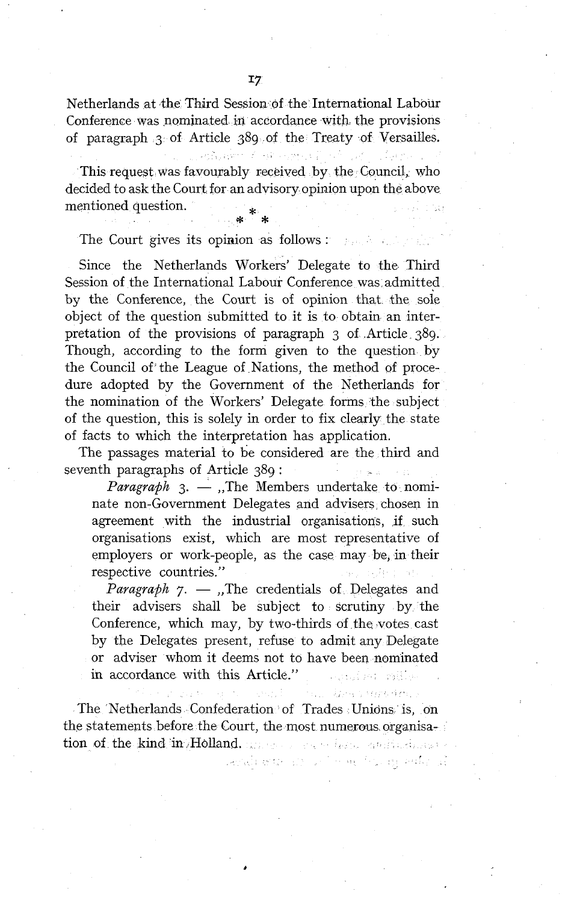Netherlands at the Third Session of the International Labour Conference was nominated in accordance with the provisions of paragraph 3 of Article 389 of the Treaty of Versailles.

This request was favourably received by the Council, who decided to ask the Court for an advisory opinion upon the above mentioned question.

\* \* \*

The Court gives its opinion as follows :

Since the Netherlands Workers' Delegate to the Third Session of the International Labour Conference was admitted by the Conference, the Court is of opinion that the sole object of the question submitted to it is to obtain an interpretation of the provisions of paragraph 3 of Article 389. Though, according to the form given to the question by the Council of the League of Nations, the method of procedure adopted by the Government of the Netherlands for the nomination of the Workers' Delegate forms the subject of the question, this is solely in order to fix clearly the state of facts to which the interpretation has application.

The passages material to be considered are the third and seventh paragraphs of Article 389 :

> *Paragraph* 3. — „The Members undertake to nominate non-Government Delegates and advisers chosen in agreement with the industrial organisations, if such organisations exist, which are most representative of employers or work-people, as the case may be, in their respective countries."
>
> *Paragraph* 7. — „The credentials of Delegates and their advisers shall be subject to scrutiny by the Conference, which may, by two-thirds of the votes cast by the Delegates present, refuse to admit any Delegate or adviser whom it deems not to have been nominated in accordance with this Article."

The Netherlands Confederation of Trades Unions is, on the statements before the Court, the most numerous organisation of the kind in Holland.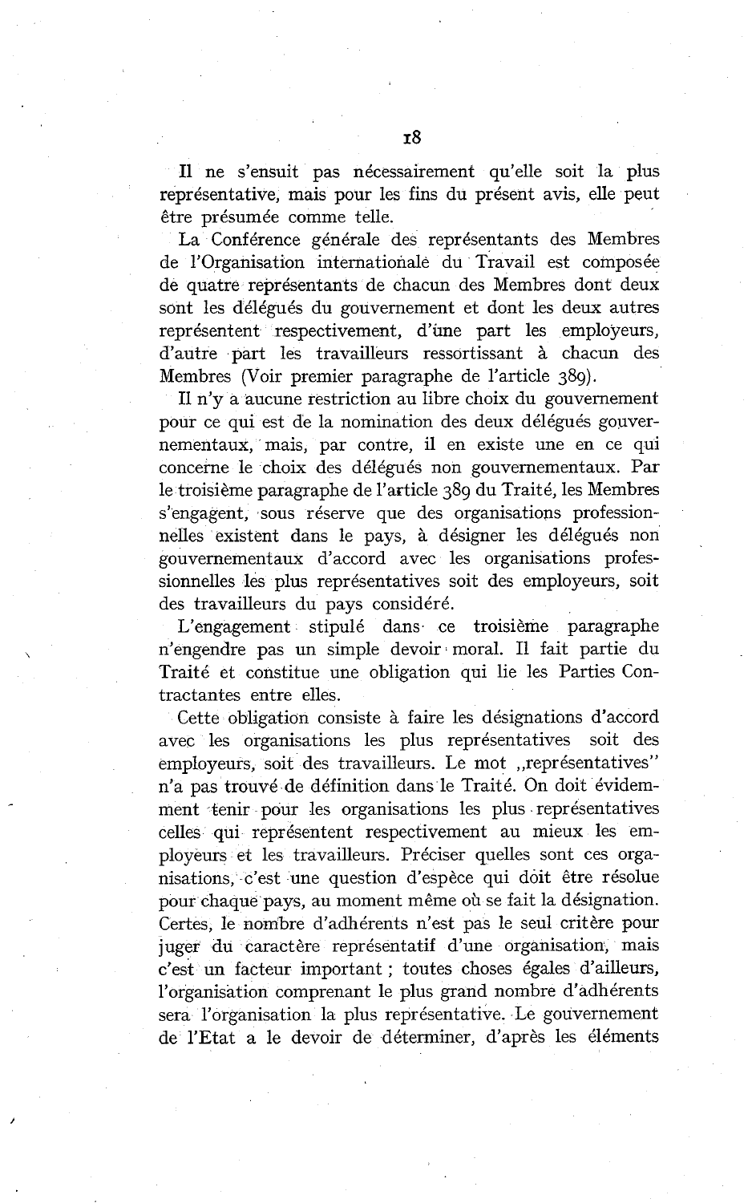Il ne s'ensuit pas nécessairement qu'elle soit la plus représentative, mais pour les fins du présent avis, elle peut être présumée comme telle.

La Conférence générale des représentants des Membres de l'Organisation internationale du Travail est composée de quatre représentants de chacun des Membres dont deux sont les délégués du gouvernement et dont les deux autres représentent respectivement, d'une part les employeurs, d'autre part les travailleurs ressortissant à chacun des Membres (Voir premier paragraphe de l'article 389).

Il n'y a aucune restriction au libre choix du gouvernement pour ce qui est de la nomination des deux délégués gouvernementaux, mais, par contre, il en existe une en ce qui concerne le choix des délégués non gouvernementaux. Par le troisième paragraphe de l'article 389 du Traité, les Membres s'engagent, sous réserve que des organisations professionnelles existent dans le pays, à désigner les délégués non gouvernementaux d'accord avec les organisations professionnelles les plus représentatives soit des employeurs, soit des travailleurs du pays considéré.

L'engagement stipulé dans ce troisième paragraphe n'engendre pas un simple devoir moral. Il fait partie du Traité et constitue une obligation qui lie les Parties Contractantes entre elles.

Cette obligation consiste à faire les désignations d'accord avec les organisations les plus représentatives soit des employeurs, soit des travailleurs. Le mot „représentatives" n'a pas trouvé de définition dans le Traité. On doit évidemment tenir pour les organisations les plus représentatives celles qui représentent respectivement au mieux les employeurs et les travailleurs. Préciser quelles sont ces organisations, c'est une question d'espèce qui doit être résolue pour chaque pays, au moment même où se fait la désignation. Certes, le nombre d'adhérents n'est pas le seul critère pour juger du caractère représentatif d'une organisation, mais c'est un facteur important ; toutes choses égales d'ailleurs, l'organisation comprenant le plus grand nombre d'adhérents sera l'organisation la plus représentative. Le gouvernement de l'Etat a le devoir de déterminer, d'après les éléments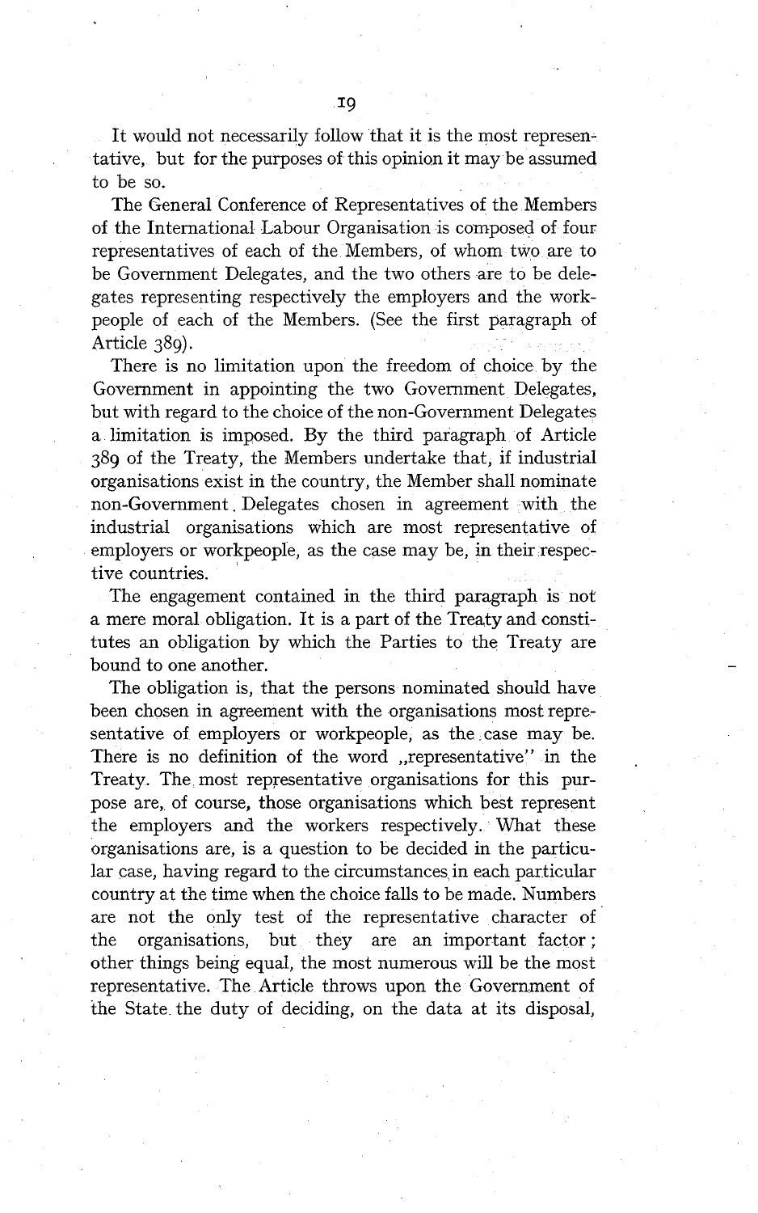It would not necessarily follow that it is the most representative, but for the purposes of this opinion it may be assumed to be so.

The General Conference of Representatives of the Members of the International Labour Organisation is composed of four representatives of each of the Members, of whom two are to be Government Delegates, and the two others are to be delegates representing respectively the employers and the workpeople of each of the Members. (See the first paragraph of Article 389).

There is no limitation upon the freedom of choice by the Government in appointing the two Government Delegates, but with regard to the choice of the non-Government Delegates a limitation is imposed. By the third paragraph of Article 389 of the Treaty, the Members undertake that, if industrial organisations exist in the country, the Member shall nominate non-Government Delegates chosen in agreement with the industrial organisations which are most representative of employers or workpeople, as the case may be, in their respective countries.

The engagement contained in the third paragraph is not a mere moral obligation. It is a part of the Treaty and constitutes an obligation by which the Parties to the Treaty are bound to one another.

The obligation is, that the persons nominated should have been chosen in agreement with the organisations most representative of employers or workpeople, as the case may be. There is no definition of the word „representative" in the Treaty. The most representative organisations for this purpose are, of course, those organisations which best represent the employers and the workers respectively. What these organisations are, is a question to be decided in the particular case, having regard to the circumstances in each particular country at the time when the choice falls to be made. Numbers are not the only test of the representative character of the organisations, but they are an important factor; other things being equal, the most numerous will be the most representative. The Article throws upon the Government of the State the duty of deciding, on the data at its disposal,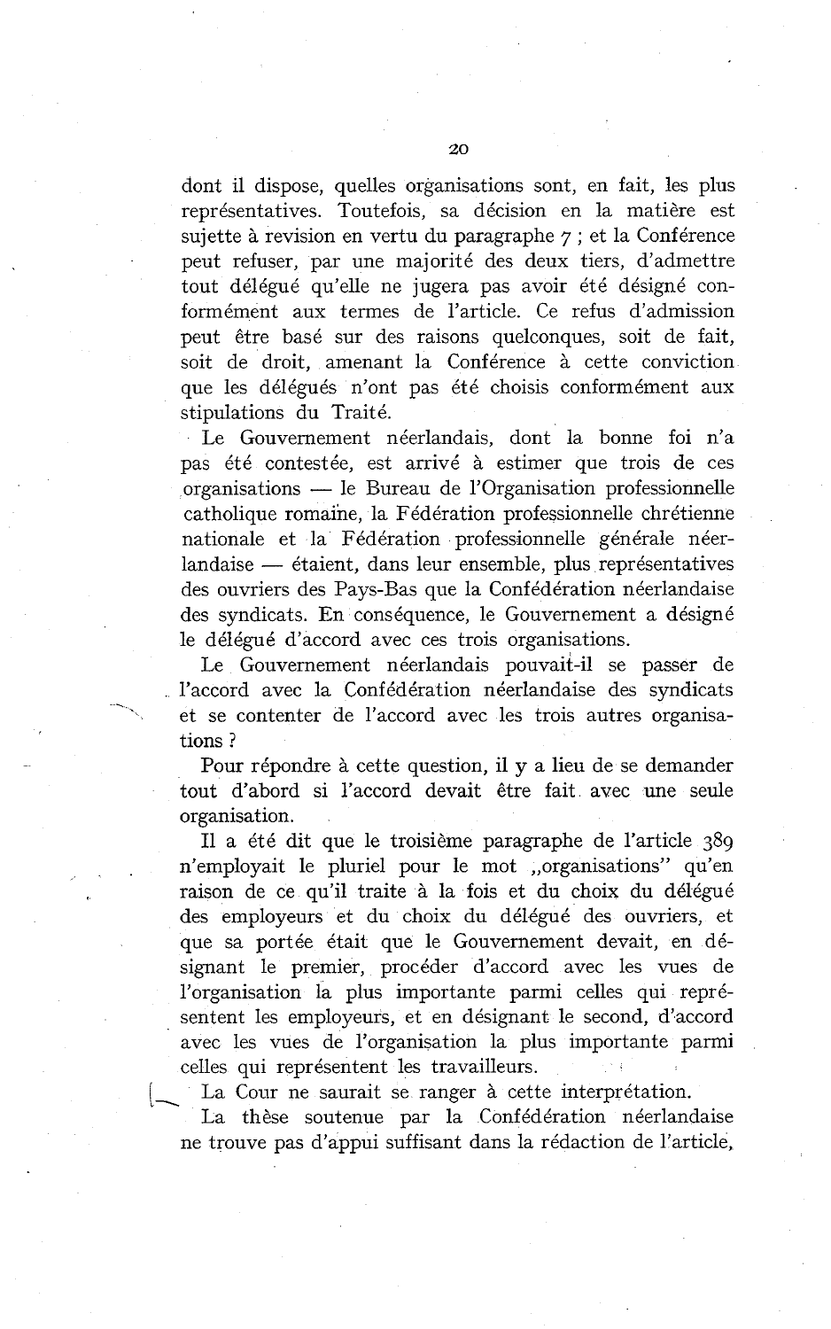dont il dispose, quelles organisations sont, en fait, les plus représentatives. Toutefois, sa décision en la matière est sujette à revision en vertu du paragraphe 7 ; et la Conférence peut refuser, par une majorité des deux tiers, d'admettre tout délégué qu'elle ne jugera pas avoir été désigné conformément aux termes de l'article. Ce refus d'admission peut être basé sur des raisons quelconques, soit de fait, soit de droit, amenant la Conférence à cette conviction que les délégués n'ont pas été choisis conformément aux stipulations du Traité.

Le Gouvernement néerlandais, dont la bonne foi n'a pas été contestée, est arrivé à estimer que trois de ces organisations — le Bureau de l'Organisation professionnelle catholique romaine, la Fédération professionnelle chrétienne nationale et la Fédération professionnelle générale néerlandaise — étaient, dans leur ensemble, plus représentatives des ouvriers des Pays-Bas que la Confédération néerlandaise des syndicats. En conséquence, le Gouvernement a désigné le délégué d'accord avec ces trois organisations.

Le Gouvernement néerlandais pouvait-il se passer de l'accord avec la Confédération néerlandaise des syndicats et se contenter de l'accord avec les trois autres organisations ?

Pour répondre à cette question, il y a lieu de se demander tout d'abord si l'accord devait être fait avec une seule organisation.

Il a été dit que le troisième paragraphe de l'article 389 n'employait le pluriel pour le mot „organisations" qu'en raison de ce qu'il traite à la fois et du choix du délégué des employeurs et du choix du délégué des ouvriers, et que sa portée était que le Gouvernement devait, en désignant le premier, procéder d'accord avec les vues de l'organisation la plus importante parmi celles qui représentent les employeurs, et en désignant le second, d'accord avec les vues de l'organisation la plus importante parmi celles qui représentent les travailleurs.

La Cour ne saurait se ranger à cette interprétation.

La thèse soutenue par la Confédération néerlandaise ne trouve pas d'appui suffisant dans la rédaction de l'article,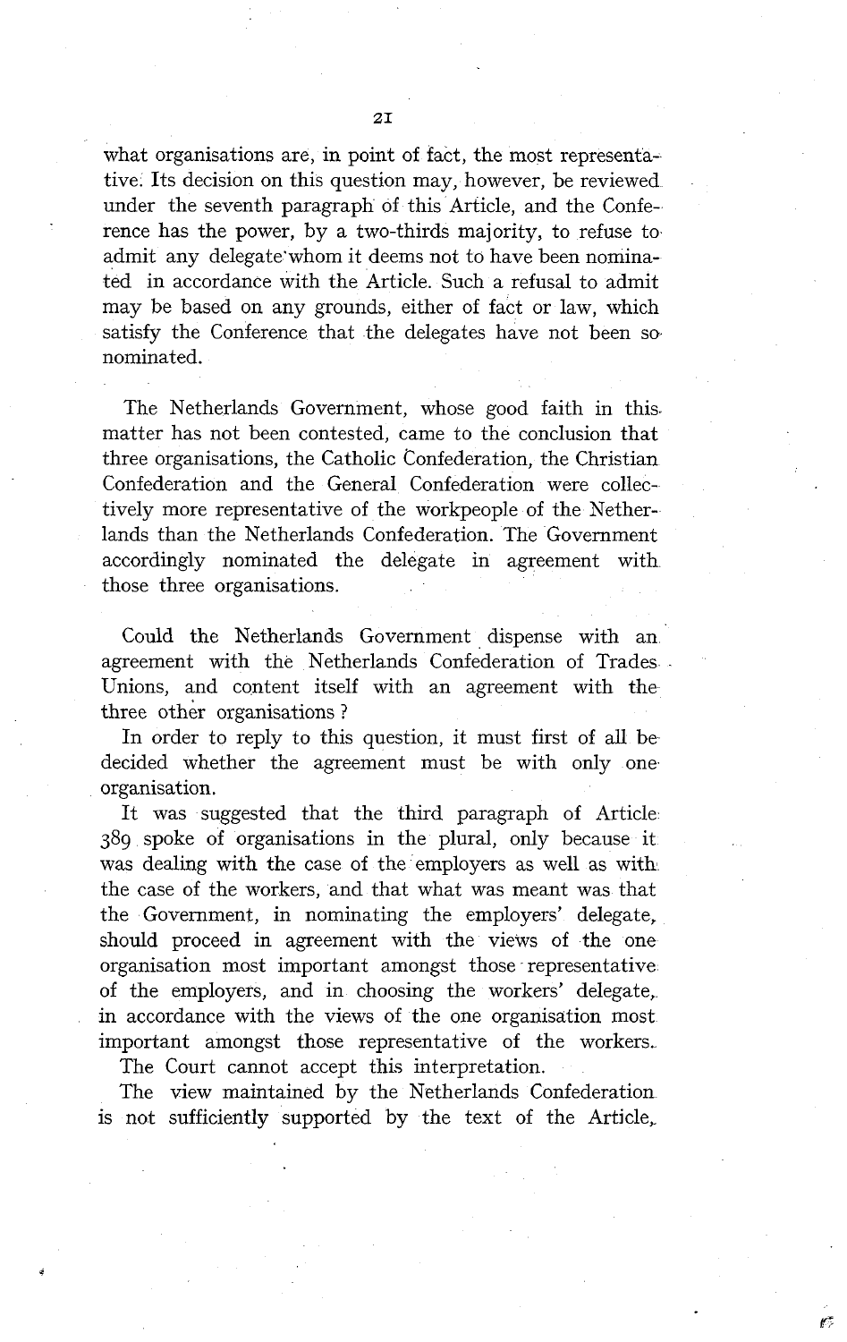what organisations are, in point of fact, the most representative. Its decision on this question may, however, be reviewed under the seventh paragraph of this Article, and the Conference has the power, by a two-thirds majority, to refuse to admit any delegate whom it deems not to have been nominated in accordance with the Article. Such a refusal to admit may be based on any grounds, either of fact or law, which satisfy the Conference that the delegates have not been so nominated.

The Netherlands Government, whose good faith in this matter has not been contested, came to the conclusion that three organisations, the Catholic Confederation, the Christian Confederation and the General Confederation were collectively more representative of the workpeople of the Netherlands than the Netherlands Confederation. The Government accordingly nominated the delegate in agreement with those three organisations.

Could the Netherlands Government dispense with an agreement with the Netherlands Confederation of Trades Unions, and content itself with an agreement with the three other organisations?

In order to reply to this question, it must first of all be decided whether the agreement must be with only one organisation.

It was suggested that the third paragraph of Article 389 spoke of organisations in the plural, only because it was dealing with the case of the employers as well as with the case of the workers, and that what was meant was that the Government, in nominating the employers' delegate, should proceed in agreement with the views of the one organisation most important amongst those representative of the employers, and in choosing the workers' delegate, in accordance with the views of the one organisation most important amongst those representative of the workers.

The Court cannot accept this interpretation.

The view maintained by the Netherlands Confederation is not sufficiently supported by the text of the Article,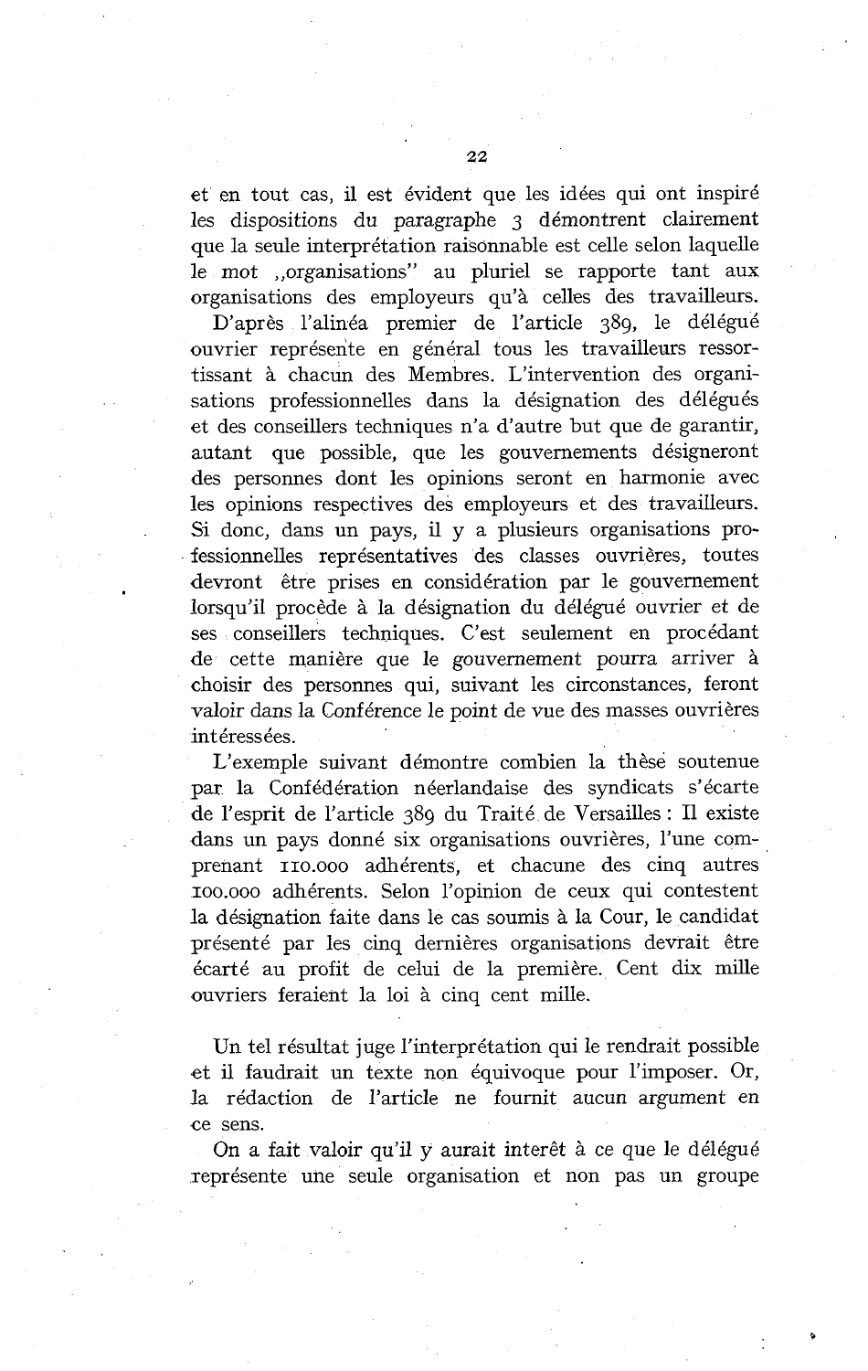et en tout cas, il est évident que les idées qui ont inspiré les dispositions du paragraphe 3 démontrent clairement que la seule interprétation raisonnable est celle selon laquelle le mot „organisations" au pluriel se rapporte tant aux organisations des employeurs qu'à celles des travailleurs.

D'après l'alinéa premier de l'article 389, le délégué ouvrier représente en général tous les travailleurs ressortissant à chacun des Membres. L'intervention des organisations professionnelles dans la désignation des délégués et des conseillers techniques n'a d'autre but que de garantir, autant que possible, que les gouvernements désigneront des personnes dont les opinions seront en harmonie avec les opinions respectives des employeurs et des travailleurs. Si donc, dans un pays, il y a plusieurs organisations professionnelles représentatives des classes ouvrières, toutes devront être prises en considération par le gouvernement lorsqu'il procède à la désignation du délégué ouvrier et de ses conseillers techniques. C'est seulement en procédant de cette manière que le gouvernement pourra arriver à choisir des personnes qui, suivant les circonstances, feront valoir dans la Conférence le point de vue des masses ouvrières intéressées.

L'exemple suivant démontre combien la thèse soutenue par la Confédération néerlandaise des syndicats s'écarte de l'esprit de l'article 389 du Traité de Versailles : Il existe dans un pays donné six organisations ouvrières, l'une comprenant 110.000 adhérents, et chacune des cinq autres 100.000 adhérents. Selon l'opinion de ceux qui contestent la désignation faite dans le cas soumis à la Cour, le candidat présenté par les cinq dernières organisations devrait être écarté au profit de celui de la première. Cent dix mille ouvriers feraient la loi à cinq cent mille.

Un tel résultat juge l'interprétation qui le rendrait possible et il faudrait un texte non équivoque pour l'imposer. Or, la rédaction de l'article ne fournit aucun argument en ce sens.

On a fait valoir qu'il y aurait interêt à ce que le délégué représente une seule organisation et non pas un groupe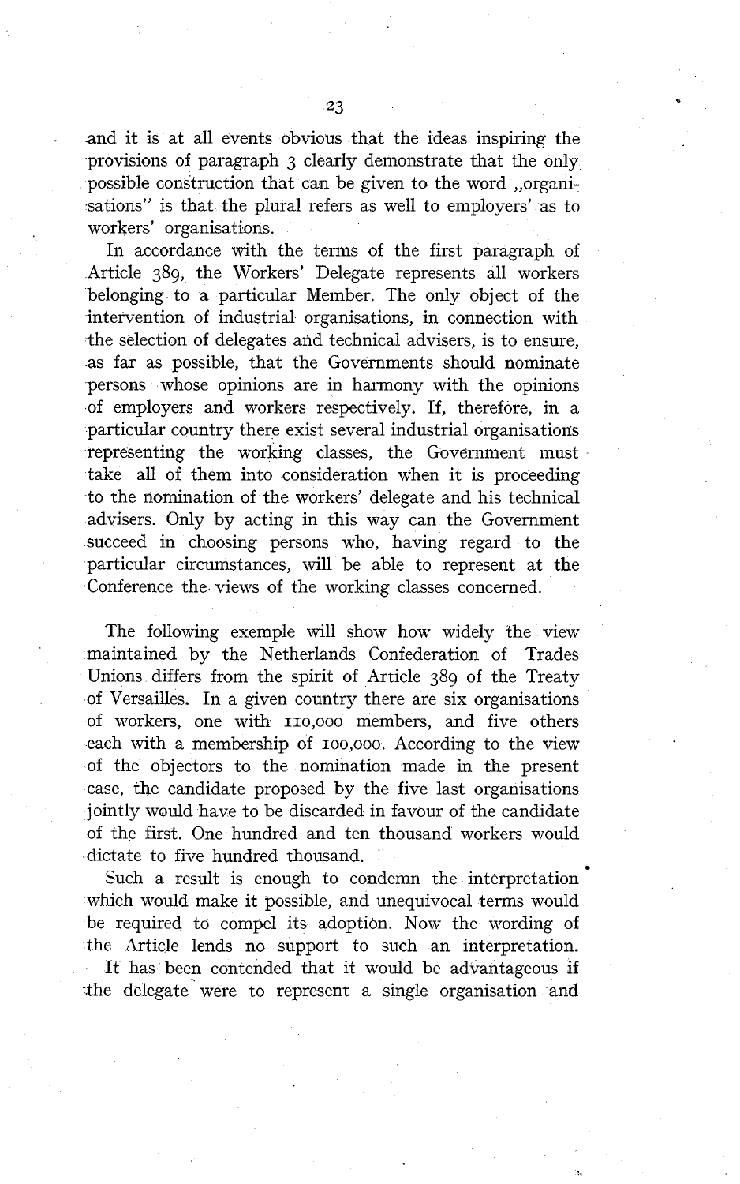and it is at all events obvious that the ideas inspiring the provisions of paragraph 3 clearly demonstrate that the only possible construction that can be given to the word „organisations" is that the plural refers as well to employers' as to workers' organisations.

In accordance with the terms of the first paragraph of Article 389, the Workers' Delegate represents all workers belonging to a particular Member. The only object of the intervention of industrial organisations, in connection with the selection of delegates and technical advisers, is to ensure, as far as possible, that the Governments should nominate persons whose opinions are in harmony with the opinions of employers and workers respectively. If, therefore, in a particular country there exist several industrial organisations representing the working classes, the Government must take all of them into consideration when it is proceeding to the nomination of the workers' delegate and his technical advisers. Only by acting in this way can the Government succeed in choosing persons who, having regard to the particular circumstances, will be able to represent at the Conference the views of the working classes concerned.

The following exemple will show how widely the view maintained by the Netherlands Confederation of Trades Unions differs from the spirit of Article 389 of the Treaty of Versailles. In a given country there are six organisations of workers, one with 110,000 members, and five others each with a membership of 100,000. According to the view of the objectors to the nomination made in the present case, the candidate proposed by the five last organisations jointly would have to be discarded in favour of the candidate of the first. One hundred and ten thousand workers would dictate to five hundred thousand.

Such a result is enough to condemn the interpretation which would make it possible, and unequivocal terms would be required to compel its adoption. Now the wording of the Article lends no support to such an interpretation.

It has been contended that it would be advantageous if the delegate were to represent a single organisation and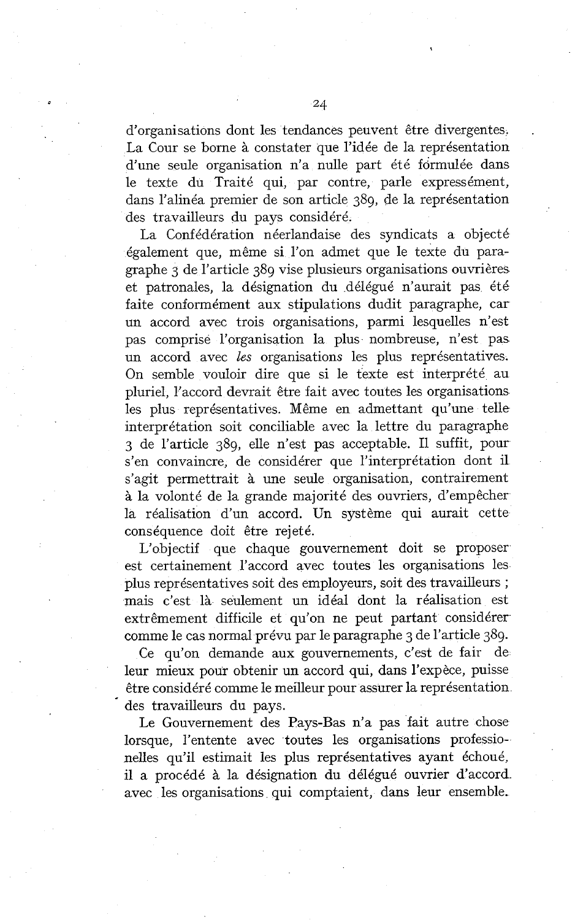d'organisations dont les tendances peuvent être divergentes. La Cour se borne à constater que l'idée de la représentation d'une seule organisation n'a nulle part été formulée dans le texte du Traité qui, par contre, parle expressément, dans l'alinéa premier de son article 389, de la représentation des travailleurs du pays considéré.

La Confédération néerlandaise des syndicats a objecté également que, même si l'on admet que le texte du paragraphe 3 de l'article 389 vise plusieurs organisations ouvrières et patronales, la désignation du délégué n'aurait pas été faite conformément aux stipulations dudit paragraphe, car un accord avec trois organisations, parmi lesquelles n'est pas comprise l'organisation la plus nombreuse, n'est pas un accord avec *les* organisation*s* les plus représentatives. On semble vouloir dire que si le texte est interprété au pluriel, l'accord devrait être fait avec toutes les organisations les plus représentatives. Même en admettant qu'une telle interprétation soit conciliable avec la lettre du paragraphe 3 de l'article 389, elle n'est pas acceptable. Il suffit, pour s'en convaincre, de considérer que l'interprétation dont il s'agit permettrait à une seule organisation, contrairement à la volonté de la grande majorité des ouvriers, d'empêcher la réalisation d'un accord. Un système qui aurait cette conséquence doit être rejeté.

L'objectif que chaque gouvernement doit se proposer est certainement l'accord avec toutes les organisations les plus représentatives soit des employeurs, soit des travailleurs ; mais c'est là seulement un idéal dont la réalisation est extrêmement difficile et qu'on ne peut partant considérer comme le cas normal prévu par le paragraphe 3 de l'article 389.

Ce qu'on demande aux gouvernements, c'est de fair de leur mieux pour obtenir un accord qui, dans l'expèce, puisse être considéré comme le meilleur pour assurer la représentation des travailleurs du pays.

Le Gouvernement des Pays-Bas n'a pas fait autre chose lorsque, l'entente avec toutes les organisations professionelles qu'il estimait les plus représentatives ayant échoué, il a procédé à la désignation du délégué ouvrier d'accord avec les organisations qui comptaient, dans leur ensemble.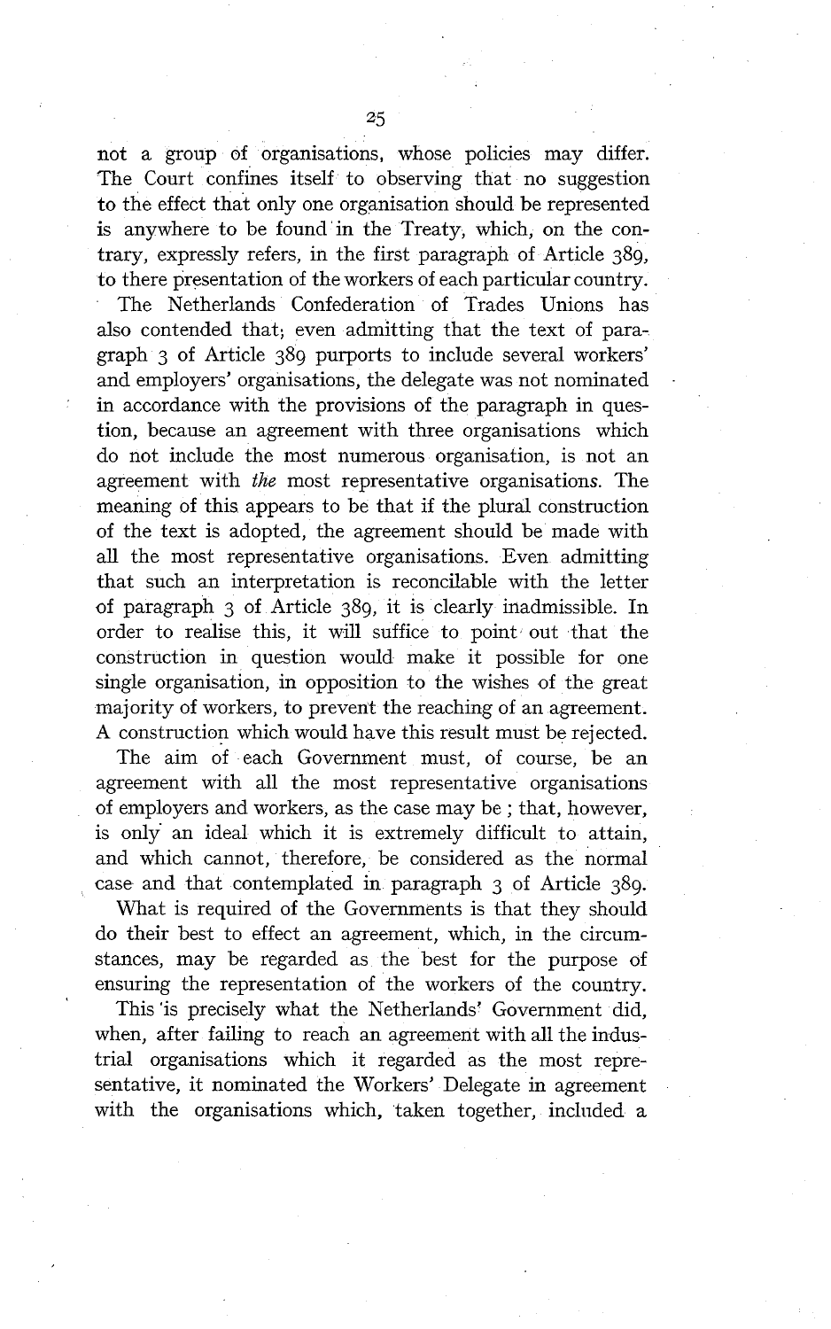not a group of organisations, whose policies may differ. The Court confines itself to observing that no suggestion to the effect that only one organisation should be represented is anywhere to be found in the Treaty, which, on the contrary, expressly refers, in the first paragraph of Article 389, to there presentation of the workers of each particular country.

The Netherlands Confederation of Trades Unions has also contended that; even admitting that the text of paragraph 3 of Article 389 purports to include several workers' and employers' organisations, the delegate was not nominated in accordance with the provisions of the paragraph in question, because an agreement with three organisations which do not include the most numerous organisation, is not an agreement with *the* most representative organisations. The meaning of this appears to be that if the plural construction of the text is adopted, the agreement should be made with all the most representative organisations. Even admitting that such an interpretation is reconcilable with the letter of paragraph 3 of Article 389, it is clearly inadmissible. In order to realise this, it will suffice to point out that the construction in question would make it possible for one single organisation, in opposition to the wishes of the great majority of workers, to prevent the reaching of an agreement. A construction which would have this result must be rejected.

The aim of each Government must, of course, be an agreement with all the most representative organisations of employers and workers, as the case may be ; that, however, is only an ideal which it is extremely difficult to attain, and which cannot, therefore, be considered as the normal case and that contemplated in paragraph 3 of Article 389.

What is required of the Governments is that they should do their best to effect an agreement, which, in the circumstances, may be regarded as the best for the purpose of ensuring the representation of the workers of the country.

This is precisely what the Netherlands' Government did, when, after failing to reach an agreement with all the industrial organisations which it regarded as the most representative, it nominated the Workers' Delegate in agreement with the organisations which, taken together, included a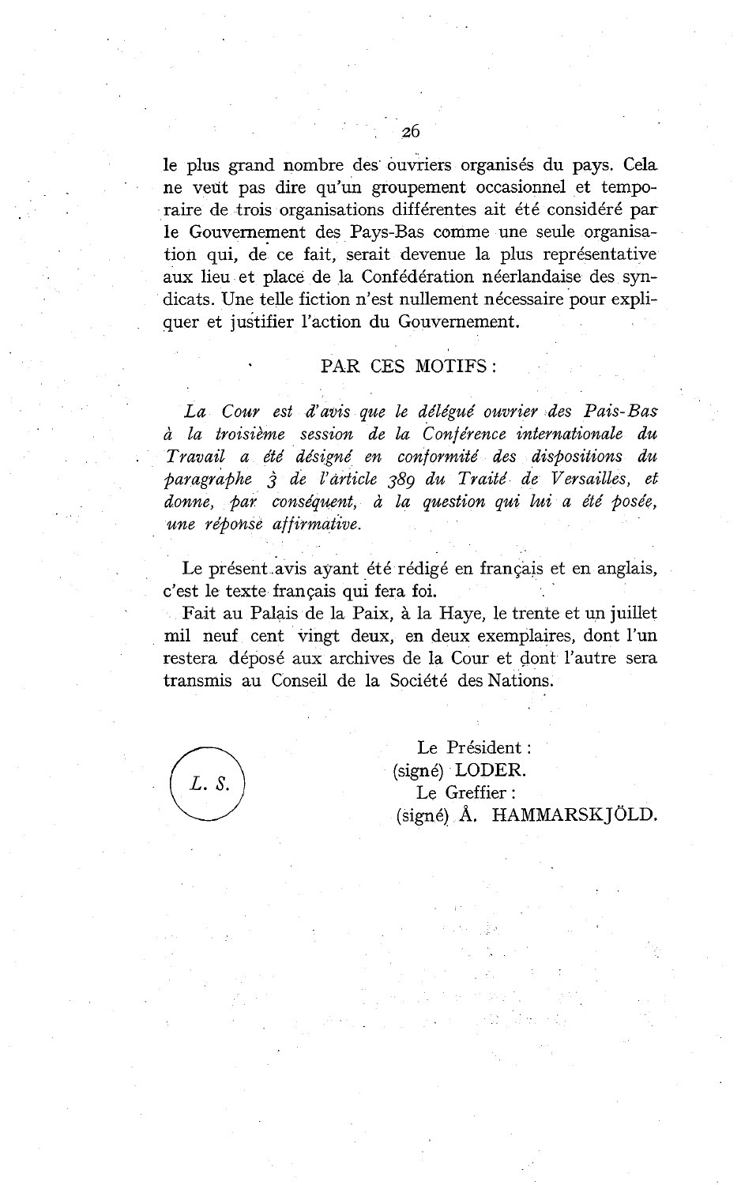le plus grand nombre des ouvriers organisés du pays. Cela ne veut pas dire qu'un groupement occasionnel et temporaire de trois organisations différentes ait été considéré par le Gouvernement des Pays-Bas comme une seule organisation qui, de ce fait, serait devenue la plus représentative aux lieu et place de la Confédération néerlandaise des syndicats. Une telle fiction n'est nullement nécessaire pour expliquer et justifier l'action du Gouvernement.

PAR CES MOTIFS :

*La Cour est d'avis que le délégué ouvrier des Pais-Bas à la troisième session de la Conférence internationale du Travail a été désigné en conformité des dispositions du paragraphe 3 de l'article 389 du Traité de Versailles, et donne, par conséquent, à la question qui lui a été posée, une réponse affirmative.*

Le présent avis ayant été rédigé en français et en anglais, c'est le texte français qui fera foi.

Fait au Palais de la Paix, à la Haye, le trente et un juillet mil neuf cent vingt deux, en deux exemplaires, dont l'un restera déposé aux archives de la Cour et dont l'autre sera transmis au Conseil de la Société des Nations.

(L. S.)

Le Président :
(signé) LODER.
Le Greffier :
(signé) Å. HAMMARSKJÖLD.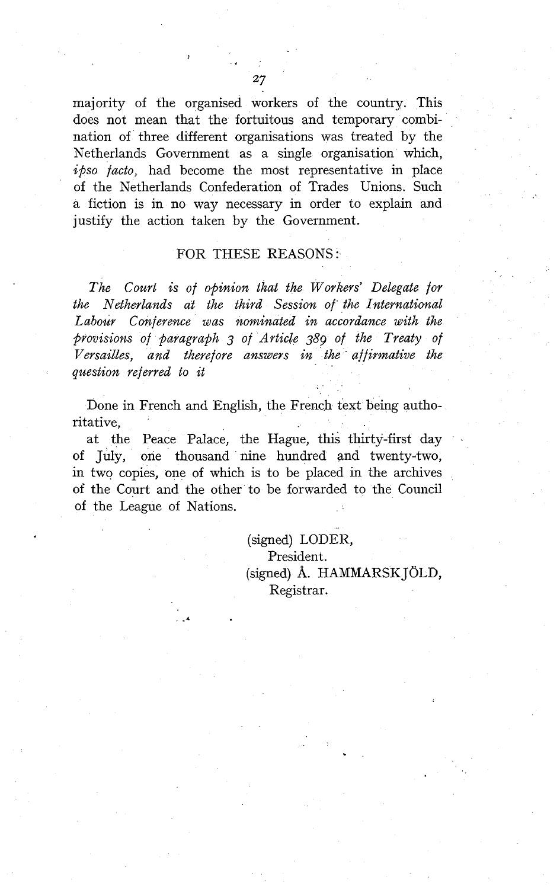majority of the organised workers of the country. This does not mean that the fortuitous and temporary combination of three different organisations was treated by the Netherlands Government as a single organisation which, *ipso facto*, had become the most representative in place of the Netherlands Confederation of Trades Unions. Such a fiction is in no way necessary in order to explain and justify the action taken by the Government.

FOR THESE REASONS:

*The Court is of opinion that the Workers' Delegate for the Netherlands at the third Session of the International Labour Conference was nominated in accordance with the provisions of paragraph 3 of Article 389 of the Treaty of Versailles, and therefore answers in the affirmative the question referred to it*

Done in French and English, the French text being authoritative,

at the Peace Palace, the Hague, this thirty-first day of July, one thousand nine hundred and twenty-two, in two copies, one of which is to be placed in the archives of the Court and the other to be forwarded to the Council of the League of Nations.

(signed) LODER,
President.

(signed) Å. HAMMARSKJÖLD,
Registrar.